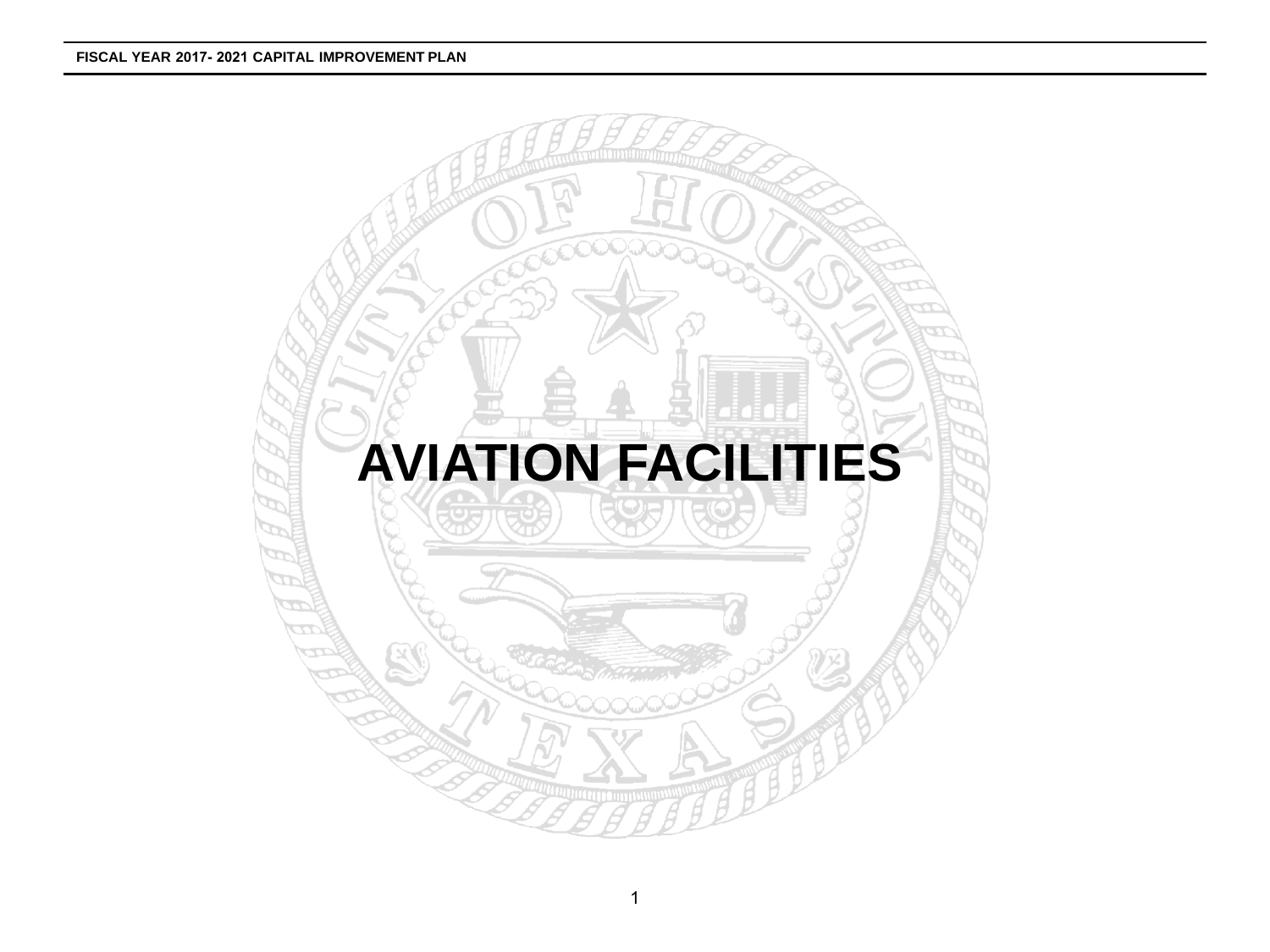# AVIATION FACILITIES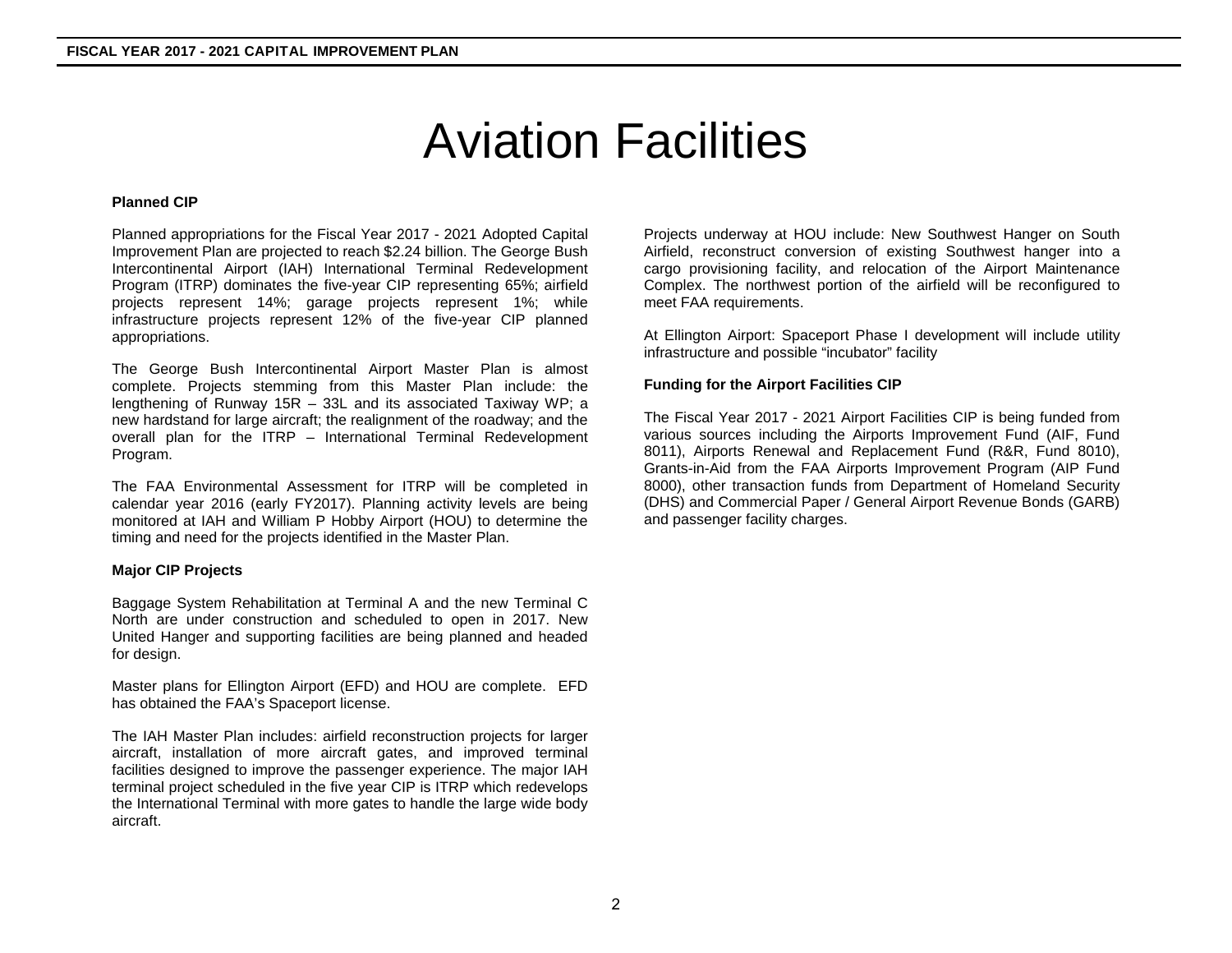# Aviation Facilities

**Planned CIP**

Planned appropriations for the Fiscal Year 2017 - 2021 Adopted Capital Improvement Plan are projected to reach $2.24 billion. The George Bush Intercontinental Airport (IAH) International Terminal Redevelopment Program (ITRP) dominates the five-year CIP representing 65%; airfield projects represent 14%; garage projects represent 1%; while infrastructure projects represent 12% of the five-year CIP planned appropriations.

The George Bush Intercontinental Airport Master Plan is almost complete. Projects stemming from this Master Plan include: the lengthening of Runway 15R – 33L and its associated Taxiway WP; a new hardstand for large aircraft; the realignment of the roadway; and the overall plan for the ITRP – International Terminal Redevelopment Program.

The FAA Environmental Assessment for ITRP will be completed in calendar year 2016 (early FY2017). Planning activity levels are being monitored at IAH and William P Hobby Airport (HOU) to determine the timing and need for the projects identified in the Master Plan.

**Major CIP Projects**

Baggage System Rehabilitation at Terminal A and the new Terminal C North are under construction and scheduled to open in 2017. New United Hanger and supporting facilities are being planned and headed for design.

Master plans for Ellington Airport (EFD) and HOU are complete. EFD has obtained the FAA's Spaceport license.

The IAH Master Plan includes: airfield reconstruction projects for larger aircraft, installation of more aircraft gates, and improved terminal facilities designed to improve the passenger experience. The major IAH terminal project scheduled in the five year CIP is ITRP which redevelops the International Terminal with more gates to handle the large wide body aircraft.

Projects underway at HOU include: New Southwest Hanger on South Airfield, reconstruct conversion of existing Southwest hanger into a cargo provisioning facility, and relocation of the Airport Maintenance Complex. The northwest portion of the airfield will be reconfigured to meet FAA requirements.

At Ellington Airport: Spaceport Phase I development will include utility infrastructure and possible "incubator" facility

**Funding for the Airport Facilities CIP**

The Fiscal Year 2017 - 2021 Airport Facilities CIP is being funded from various sources including the Airports Improvement Fund (AIF, Fund 8011), Airports Renewal and Replacement Fund (R&R, Fund 8010), Grants-in-Aid from the FAA Airports Improvement Program (AIP Fund 8000), other transaction funds from Department of Homeland Security (DHS) and Commercial Paper / General Airport Revenue Bonds (GARB) and passenger facility charges.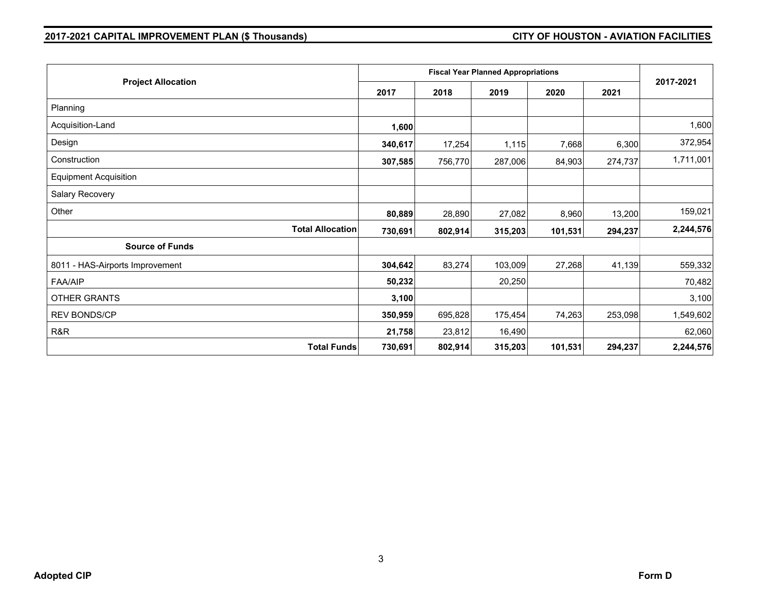## 2017-2021 CAPITAL IMPROVEMENT PLAN ($ Thousands)

## CITY OF HOUSTON - AVIATION FACILITIES

| Project Allocation | Fiscal Year Planned Appropriations | | | | | 2017-2021 |
|---|---|---|---|---|---|---|
| | 2017 | 2018 | 2019 | 2020 | 2021 | |
| Planning | | | | | | |
| Acquisition-Land | **1,600** | | | | | 1,600 |
| Design | **340,617** | 17,254 | 1,115 | 7,668 | 6,300 | 372,954 |
| Construction | **307,585** | 756,770 | 287,006 | 84,903 | 274,737 | 1,711,001 |
| Equipment Acquisition | | | | | | |
| Salary Recovery | | | | | | |
| Other | **80,889** | 28,890 | 27,082 | 8,960 | 13,200 | 159,021 |
| **Total Allocation** | **730,691** | **802,914** | **315,203** | **101,531** | **294,237** | **2,244,576** |
| **Source of Funds** | | | | | | |
| 8011 - HAS-Airports Improvement | **304,642** | 83,274 | 103,009 | 27,268 | 41,139 | 559,332 |
| FAA/AIP | **50,232** | | 20,250 | | | 70,482 |
| OTHER GRANTS | **3,100** | | | | | 3,100 |
| REV BONDS/CP | **350,959** | 695,828 | 175,454 | 74,263 | 253,098 | 1,549,602 |
| R&R | **21,758** | 23,812 | 16,490 | | | 62,060 |
| **Total Funds** | **730,691** | **802,914** | **315,203** | **101,531** | **294,237** | **2,244,576** |

**Adopted CIP** **Form D**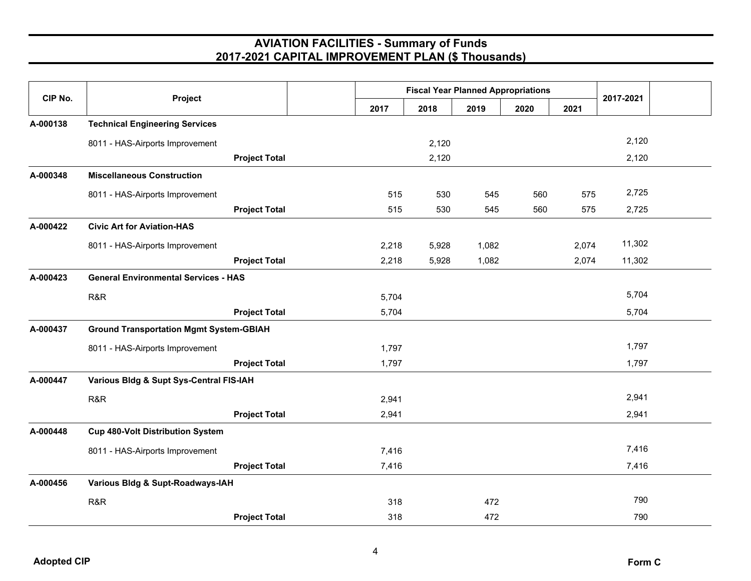# AVIATION FACILITIES - Summary of Funds
## 2017-2021 CAPITAL IMPROVEMENT PLAN ($ Thousands)

| CIP No. | Project | | Fiscal Year Planned Appropriations | | | | | 2017-2021 |
|---|---|---|---|---|---|---|---|---|
| | | | 2017 | 2018 | 2019 | 2020 | 2021 | |
| A-000138 | **Technical Engineering Services** | | | | | | | |
| | 8011 - HAS-Airports Improvement | | | 2,120 | | | | 2,120 |
| | | **Project Total** | | 2,120 | | | | 2,120 |
| A-000348 | **Miscellaneous Construction** | | | | | | | |
| | 8011 - HAS-Airports Improvement | | 515 | 530 | 545 | 560 | 575 | 2,725 |
| | | **Project Total** | 515 | 530 | 545 | 560 | 575 | 2,725 |
| A-000422 | **Civic Art for Aviation-HAS** | | | | | | | |
| | 8011 - HAS-Airports Improvement | | 2,218 | 5,928 | 1,082 | | 2,074 | 11,302 |
| | | **Project Total** | 2,218 | 5,928 | 1,082 | | 2,074 | 11,302 |
| A-000423 | **General Environmental Services - HAS** | | | | | | | |
| | R&R | | 5,704 | | | | | 5,704 |
| | | **Project Total** | 5,704 | | | | | 5,704 |
| A-000437 | **Ground Transportation Mgmt System-GBIAH** | | | | | | | |
| | 8011 - HAS-Airports Improvement | | 1,797 | | | | | 1,797 |
| | | **Project Total** | 1,797 | | | | | 1,797 |
| A-000447 | **Various Bldg & Supt Sys-Central FIS-IAH** | | | | | | | |
| | R&R | | 2,941 | | | | | 2,941 |
| | | **Project Total** | 2,941 | | | | | 2,941 |
| A-000448 | **Cup 480-Volt Distribution System** | | | | | | | |
| | 8011 - HAS-Airports Improvement | | 7,416 | | | | | 7,416 |
| | | **Project Total** | 7,416 | | | | | 7,416 |
| A-000456 | **Various Bldg & Supt-Roadways-IAH** | | | | | | | |
| | R&R | | 318 | | 472 | | | 790 |
| | | **Project Total** | 318 | | 472 | | | 790 |

**Adopted CIP** | **Form C**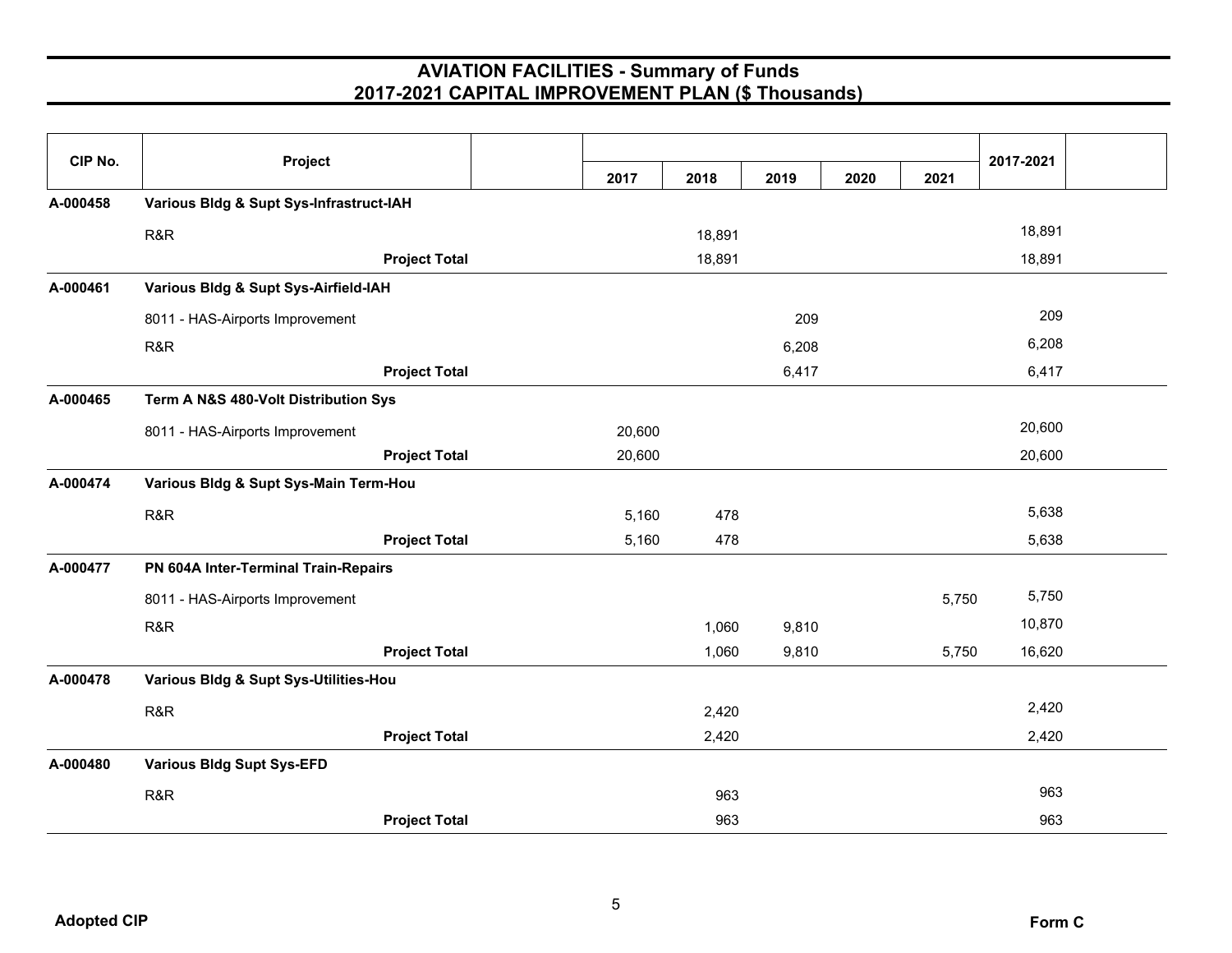# AVIATION FACILITIES - Summary of Funds
## 2017-2021 CAPITAL IMPROVEMENT PLAN ($ Thousands)

| CIP No. | Project | | 2017 | 2018 | 2019 | 2020 | 2021 | 2017-2021 | |
|---|---|---|---|---|---|---|---|---|---|
| **A-000458** | **Various Bldg & Supt Sys-Infrastruct-IAH** | | | | | | | | |
| | R&R | | | 18,891 | | | | 18,891 | |
| | **Project Total** | | | 18,891 | | | | 18,891 | |
| **A-000461** | **Various Bldg & Supt Sys-Airfield-IAH** | | | | | | | | |
| | 8011 - HAS-Airports Improvement | | | | 209 | | | 209 | |
| | R&R | | | | 6,208 | | | 6,208 | |
| | **Project Total** | | | | 6,417 | | | 6,417 | |
| **A-000465** | **Term A N&S 480-Volt Distribution Sys** | | | | | | | | |
| | 8011 - HAS-Airports Improvement | | 20,600 | | | | | 20,600 | |
| | **Project Total** | | 20,600 | | | | | 20,600 | |
| **A-000474** | **Various Bldg & Supt Sys-Main Term-Hou** | | | | | | | | |
| | R&R | | 5,160 | 478 | | | | 5,638 | |
| | **Project Total** | | 5,160 | 478 | | | | 5,638 | |
| **A-000477** | **PN 604A Inter-Terminal Train-Repairs** | | | | | | | | |
| | 8011 - HAS-Airports Improvement | | | | | | 5,750 | 5,750 | |
| | R&R | | | 1,060 | 9,810 | | | 10,870 | |
| | **Project Total** | | | 1,060 | 9,810 | | 5,750 | 16,620 | |
| **A-000478** | **Various Bldg & Supt Sys-Utilities-Hou** | | | | | | | | |
| | R&R | | | 2,420 | | | | 2,420 | |
| | **Project Total** | | | 2,420 | | | | 2,420 | |
| **A-000480** | **Various Bldg Supt Sys-EFD** | | | | | | | | |
| | R&R | | | 963 | | | | 963 | |
| | **Project Total** | | | 963 | | | | 963 | |

**Adopted CIP** **Form C**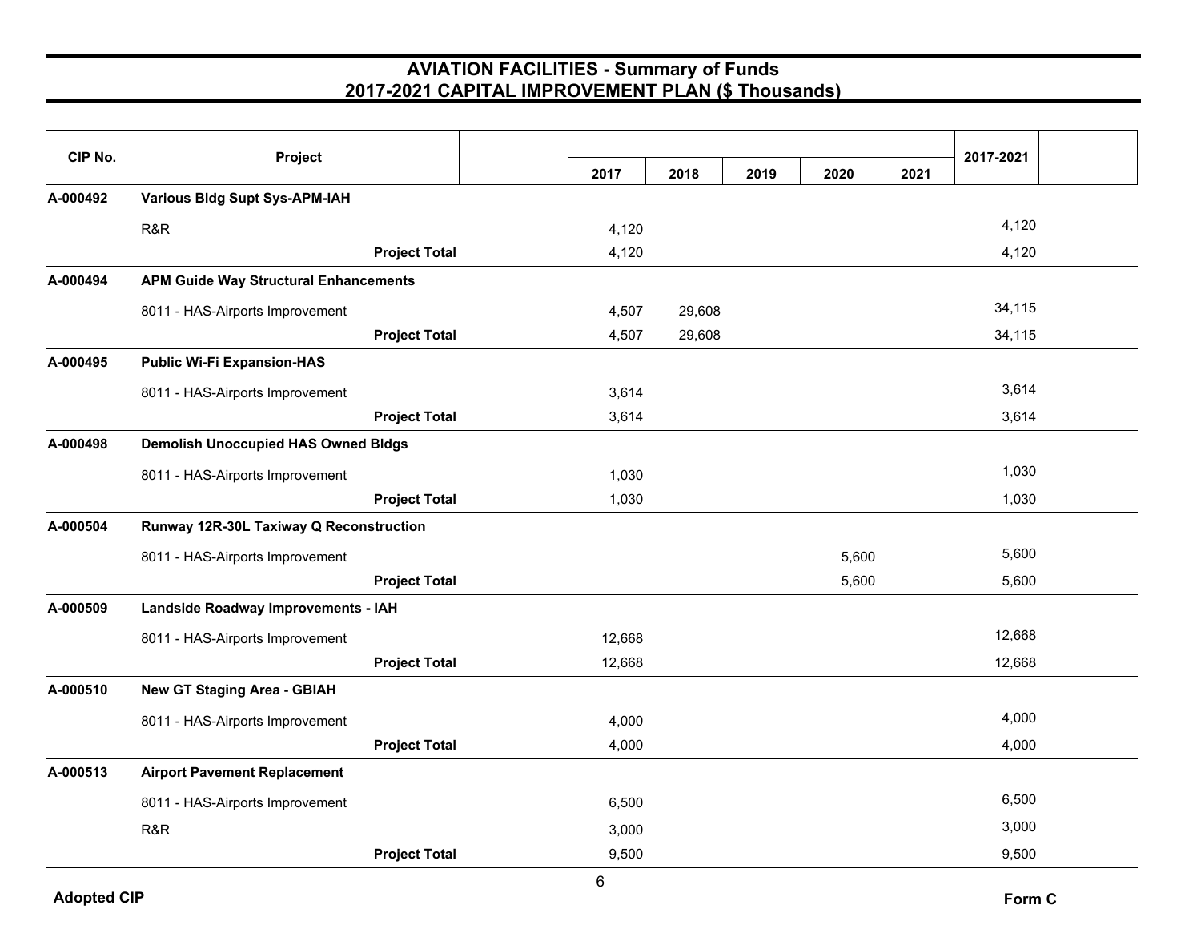# AVIATION FACILITIES - Summary of Funds
## 2017-2021 CAPITAL IMPROVEMENT PLAN ($ Thousands)

| CIP No. | Project | | 2017 | 2018 | 2019 | 2020 | 2021 | 2017-2021 |
|---|---|---|---|---|---|---|---|---|
| A-000492 | **Various Bldg Supt Sys-APM-IAH** | | | | | | | |
| | R&R | | 4,120 | | | | | 4,120 |
| | | **Project Total** | 4,120 | | | | | 4,120 |
| A-000494 | **APM Guide Way Structural Enhancements** | | | | | | | |
| | 8011 - HAS-Airports Improvement | | 4,507 | 29,608 | | | | 34,115 |
| | | **Project Total** | 4,507 | 29,608 | | | | 34,115 |
| A-000495 | **Public Wi-Fi Expansion-HAS** | | | | | | | |
| | 8011 - HAS-Airports Improvement | | 3,614 | | | | | 3,614 |
| | | **Project Total** | 3,614 | | | | | 3,614 |
| A-000498 | **Demolish Unoccupied HAS Owned Bldgs** | | | | | | | |
| | 8011 - HAS-Airports Improvement | | 1,030 | | | | | 1,030 |
| | | **Project Total** | 1,030 | | | | | 1,030 |
| A-000504 | **Runway 12R-30L Taxiway Q Reconstruction** | | | | | | | |
| | 8011 - HAS-Airports Improvement | | | | | 5,600 | | 5,600 |
| | | **Project Total** | | | | 5,600 | | 5,600 |
| A-000509 | **Landside Roadway Improvements - IAH** | | | | | | | |
| | 8011 - HAS-Airports Improvement | | 12,668 | | | | | 12,668 |
| | | **Project Total** | 12,668 | | | | | 12,668 |
| A-000510 | **New GT Staging Area - GBIAH** | | | | | | | |
| | 8011 - HAS-Airports Improvement | | 4,000 | | | | | 4,000 |
| | | **Project Total** | 4,000 | | | | | 4,000 |
| A-000513 | **Airport Pavement Replacement** | | | | | | | |
| | 8011 - HAS-Airports Improvement | | 6,500 | | | | | 6,500 |
| | R&R | | 3,000 | | | | | 3,000 |
| | | **Project Total** | 9,500 | | | | | 9,500 |

**Adopted CIP** **Form C**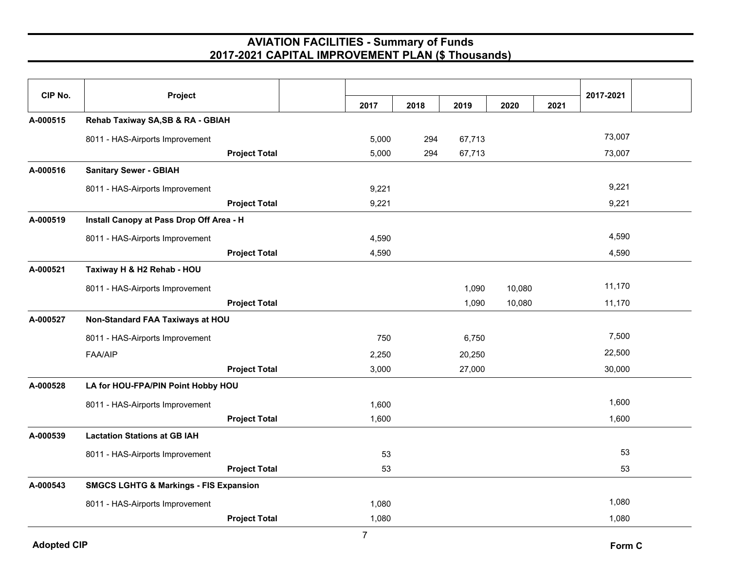# AVIATION FACILITIES - Summary of Funds
## 2017-2021 CAPITAL IMPROVEMENT PLAN ($ Thousands)

| CIP No. | Project | | 2017 | 2018 | 2019 | 2020 | 2021 | 2017-2021 |
|---|---|---|---|---|---|---|---|---|
| **A-000515** | **Rehab Taxiway SA,SB & RA - GBIAH** | | | | | | | |
| | 8011 - HAS-Airports Improvement | | 5,000 | 294 | 67,713 | | | 73,007 |
| | **Project Total** | | 5,000 | 294 | 67,713 | | | 73,007 |
| **A-000516** | **Sanitary Sewer - GBIAH** | | | | | | | |
| | 8011 - HAS-Airports Improvement | | 9,221 | | | | | 9,221 |
| | **Project Total** | | 9,221 | | | | | 9,221 |
| **A-000519** | **Install Canopy at Pass Drop Off Area - H** | | | | | | | |
| | 8011 - HAS-Airports Improvement | | 4,590 | | | | | 4,590 |
| | **Project Total** | | 4,590 | | | | | 4,590 |
| **A-000521** | **Taxiway H & H2 Rehab - HOU** | | | | | | | |
| | 8011 - HAS-Airports Improvement | | | | 1,090 | 10,080 | | 11,170 |
| | **Project Total** | | | | 1,090 | 10,080 | | 11,170 |
| **A-000527** | **Non-Standard FAA Taxiways at HOU** | | | | | | | |
| | 8011 - HAS-Airports Improvement | | 750 | | 6,750 | | | 7,500 |
| | FAA/AIP | | 2,250 | | 20,250 | | | 22,500 |
| | **Project Total** | | 3,000 | | 27,000 | | | 30,000 |
| **A-000528** | **LA for HOU-FPA/PIN Point Hobby HOU** | | | | | | | |
| | 8011 - HAS-Airports Improvement | | 1,600 | | | | | 1,600 |
| | **Project Total** | | 1,600 | | | | | 1,600 |
| **A-000539** | **Lactation Stations at GB IAH** | | | | | | | |
| | 8011 - HAS-Airports Improvement | | 53 | | | | | 53 |
| | **Project Total** | | 53 | | | | | 53 |
| **A-000543** | **SMGCS LGHTG & Markings - FIS Expansion** | | | | | | | |
| | 8011 - HAS-Airports Improvement | | 1,080 | | | | | 1,080 |
| | **Project Total** | | 1,080 | | | | | 1,080 |

**Adopted CIP** **Form C**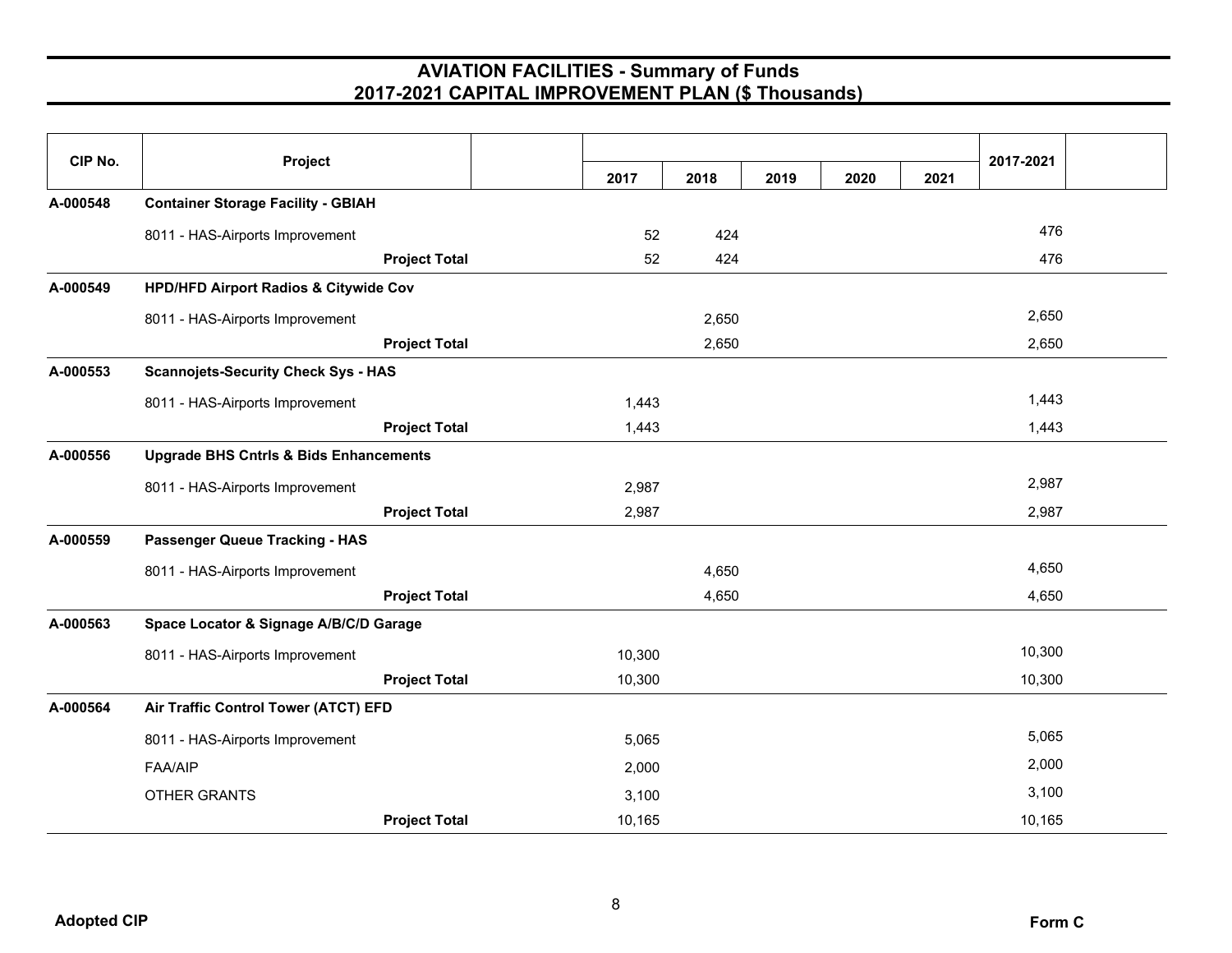# AVIATION FACILITIES - Summary of Funds
## 2017-2021 CAPITAL IMPROVEMENT PLAN ($ Thousands)

| CIP No. | Project | | 2017 | 2018 | 2019 | 2020 | 2021 | 2017-2021 | |
|---|---|---|---|---|---|---|---|---|---|
| A-000548 | **Container Storage Facility - GBIAH** | | | | | | | | |
| | 8011 - HAS-Airports Improvement | | 52 | 424 | | | | 476 | |
| | **Project Total** | | 52 | 424 | | | | 476 | |
| A-000549 | **HPD/HFD Airport Radios & Citywide Cov** | | | | | | | | |
| | 8011 - HAS-Airports Improvement | | | 2,650 | | | | 2,650 | |
| | **Project Total** | | | 2,650 | | | | 2,650 | |
| A-000553 | **Scannojets-Security Check Sys - HAS** | | | | | | | | |
| | 8011 - HAS-Airports Improvement | | 1,443 | | | | | 1,443 | |
| | **Project Total** | | 1,443 | | | | | 1,443 | |
| A-000556 | **Upgrade BHS Cntrls & Bids Enhancements** | | | | | | | | |
| | 8011 - HAS-Airports Improvement | | 2,987 | | | | | 2,987 | |
| | **Project Total** | | 2,987 | | | | | 2,987 | |
| A-000559 | **Passenger Queue Tracking - HAS** | | | | | | | | |
| | 8011 - HAS-Airports Improvement | | | 4,650 | | | | 4,650 | |
| | **Project Total** | | | 4,650 | | | | 4,650 | |
| A-000563 | **Space Locator & Signage A/B/C/D Garage** | | | | | | | | |
| | 8011 - HAS-Airports Improvement | | 10,300 | | | | | 10,300 | |
| | **Project Total** | | 10,300 | | | | | 10,300 | |
| A-000564 | **Air Traffic Control Tower (ATCT) EFD** | | | | | | | | |
| | 8011 - HAS-Airports Improvement | | 5,065 | | | | | 5,065 | |
| | FAA/AIP | | 2,000 | | | | | 2,000 | |
| | OTHER GRANTS | | 3,100 | | | | | 3,100 | |
| | **Project Total** | | 10,165 | | | | | 10,165 | |

Adopted CIP

Form C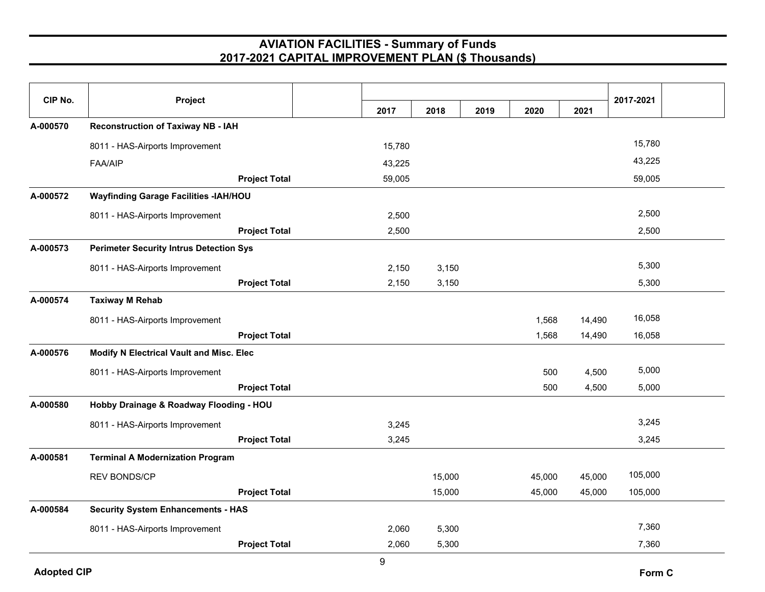# AVIATION FACILITIES - Summary of Funds
## 2017-2021 CAPITAL IMPROVEMENT PLAN ($ Thousands)

| CIP No. | Project | | 2017 | 2018 | 2019 | 2020 | 2021 | 2017-2021 |
|---|---|---|---|---|---|---|---|---|
| **A-000570** | **Reconstruction of Taxiway NB - IAH** | | | | | | | |
| | 8011 - HAS-Airports Improvement | | 15,780 | | | | | 15,780 |
| | FAA/AIP | | 43,225 | | | | | 43,225 |
| | **Project Total** | | 59,005 | | | | | 59,005 |
| **A-000572** | **Wayfinding Garage Facilities -IAH/HOU** | | | | | | | |
| | 8011 - HAS-Airports Improvement | | 2,500 | | | | | 2,500 |
| | **Project Total** | | 2,500 | | | | | 2,500 |
| **A-000573** | **Perimeter Security Intrus Detection Sys** | | | | | | | |
| | 8011 - HAS-Airports Improvement | | 2,150 | 3,150 | | | | 5,300 |
| | **Project Total** | | 2,150 | 3,150 | | | | 5,300 |
| **A-000574** | **Taxiway M Rehab** | | | | | | | |
| | 8011 - HAS-Airports Improvement | | | | | 1,568 | 14,490 | 16,058 |
| | **Project Total** | | | | | 1,568 | 14,490 | 16,058 |
| **A-000576** | **Modify N Electrical Vault and Misc. Elec** | | | | | | | |
| | 8011 - HAS-Airports Improvement | | | | | 500 | 4,500 | 5,000 |
| | **Project Total** | | | | | 500 | 4,500 | 5,000 |
| **A-000580** | **Hobby Drainage & Roadway Flooding - HOU** | | | | | | | |
| | 8011 - HAS-Airports Improvement | | 3,245 | | | | | 3,245 |
| | **Project Total** | | 3,245 | | | | | 3,245 |
| **A-000581** | **Terminal A Modernization Program** | | | | | | | |
| | REV BONDS/CP | | | 15,000 | | 45,000 | 45,000 | 105,000 |
| | **Project Total** | | | 15,000 | | 45,000 | 45,000 | 105,000 |
| **A-000584** | **Security System Enhancements - HAS** | | | | | | | |
| | 8011 - HAS-Airports Improvement | | 2,060 | 5,300 | | | | 7,360 |
| | **Project Total** | | 2,060 | 5,300 | | | | 7,360 |

Adopted CIP

Form C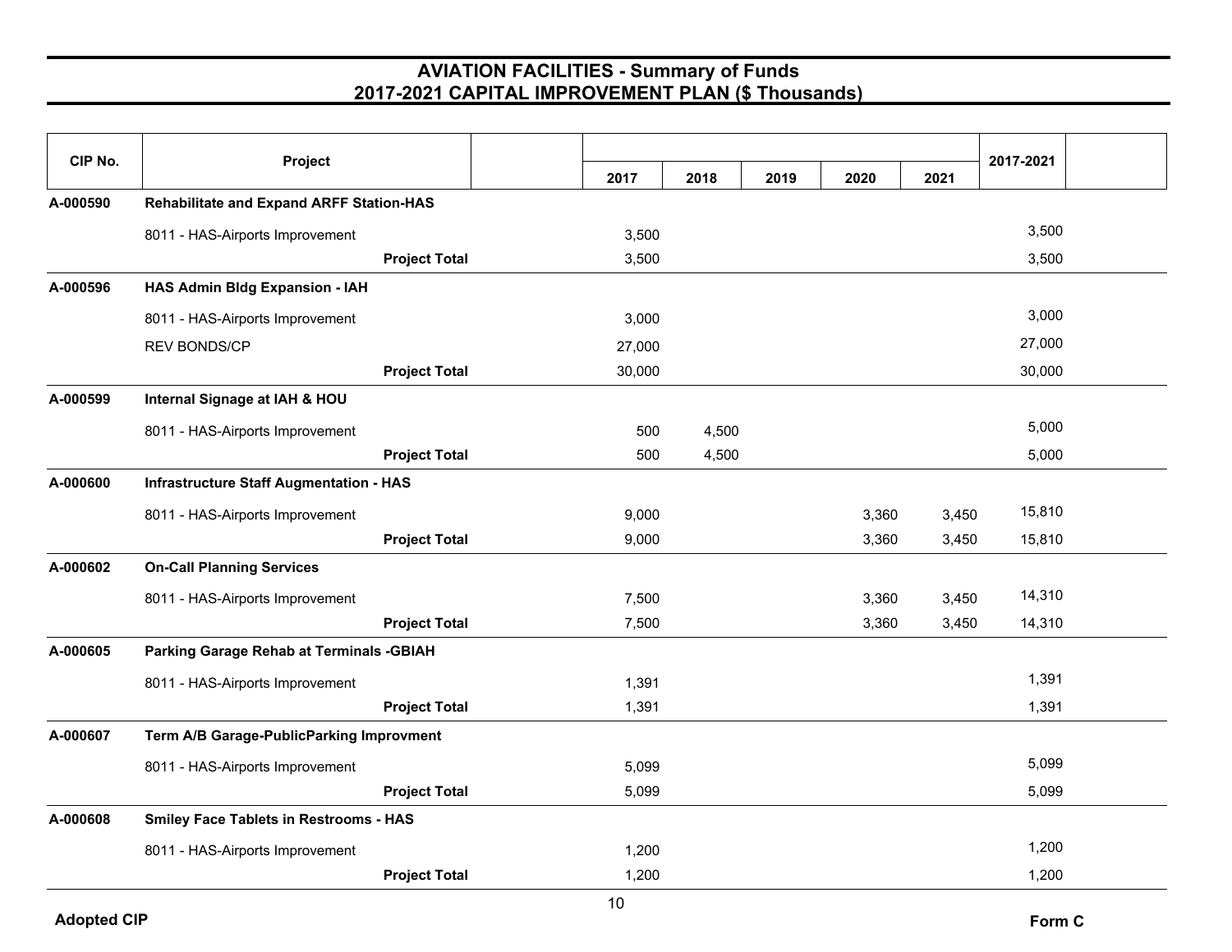# AVIATION FACILITIES - Summary of Funds
## 2017-2021 CAPITAL IMPROVEMENT PLAN ($ Thousands)

| CIP No. | Project | | 2017 | 2018 | 2019 | 2020 | 2021 | 2017-2021 |
|---|---|---|---|---|---|---|---|---|
| A-000590 | **Rehabilitate and Expand ARFF Station-HAS** | | | | | | | |
| | 8011 - HAS-Airports Improvement | | 3,500 | | | | | 3,500 |
| | | **Project Total** | 3,500 | | | | | 3,500 |
| A-000596 | **HAS Admin Bldg Expansion - IAH** | | | | | | | |
| | 8011 - HAS-Airports Improvement | | 3,000 | | | | | 3,000 |
| | REV BONDS/CP | | 27,000 | | | | | 27,000 |
| | | **Project Total** | 30,000 | | | | | 30,000 |
| A-000599 | **Internal Signage at IAH & HOU** | | | | | | | |
| | 8011 - HAS-Airports Improvement | | 500 | 4,500 | | | | 5,000 |
| | | **Project Total** | 500 | 4,500 | | | | 5,000 |
| A-000600 | **Infrastructure Staff Augmentation - HAS** | | | | | | | |
| | 8011 - HAS-Airports Improvement | | 9,000 | | | 3,360 | 3,450 | 15,810 |
| | | **Project Total** | 9,000 | | | 3,360 | 3,450 | 15,810 |
| A-000602 | **On-Call Planning Services** | | | | | | | |
| | 8011 - HAS-Airports Improvement | | 7,500 | | | 3,360 | 3,450 | 14,310 |
| | | **Project Total** | 7,500 | | | 3,360 | 3,450 | 14,310 |
| A-000605 | **Parking Garage Rehab at Terminals -GBIAH** | | | | | | | |
| | 8011 - HAS-Airports Improvement | | 1,391 | | | | | 1,391 |
| | | **Project Total** | 1,391 | | | | | 1,391 |
| A-000607 | **Term A/B Garage-PublicParking Improvment** | | | | | | | |
| | 8011 - HAS-Airports Improvement | | 5,099 | | | | | 5,099 |
| | | **Project Total** | 5,099 | | | | | 5,099 |
| A-000608 | **Smiley Face Tablets in Restrooms - HAS** | | | | | | | |
| | 8011 - HAS-Airports Improvement | | 1,200 | | | | | 1,200 |
| | | **Project Total** | 1,200 | | | | | 1,200 |

Adopted CIP

Form C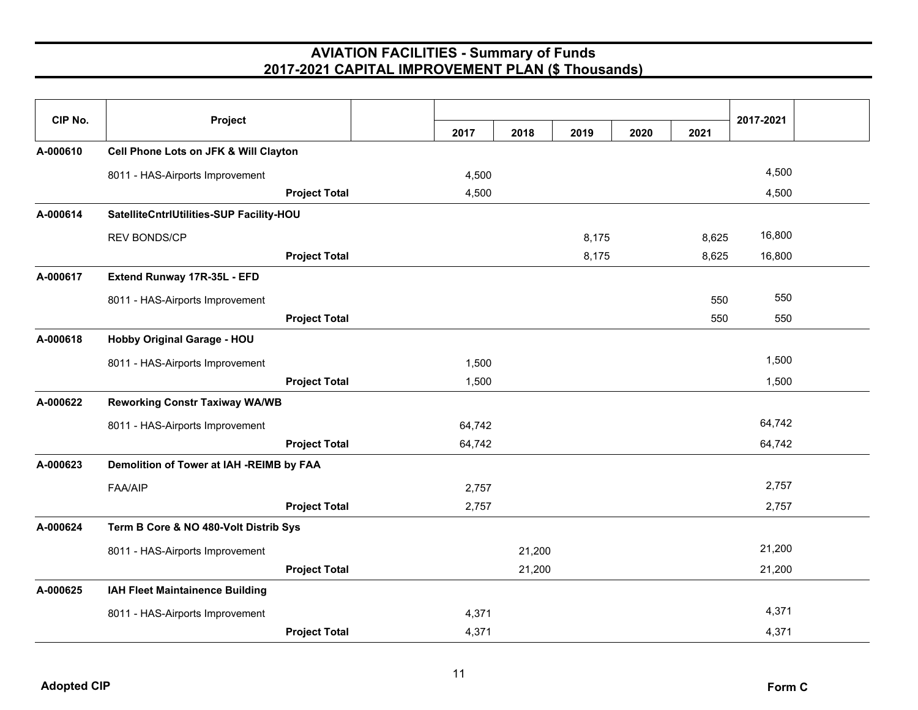# AVIATION FACILITIES - Summary of Funds
## 2017-2021 CAPITAL IMPROVEMENT PLAN ($ Thousands)

| CIP No. | Project | | 2017 | 2018 | 2019 | 2020 | 2021 | 2017-2021 |
|---|---|---|---|---|---|---|---|---|
| **A-000610** | **Cell Phone Lots on JFK & Will Clayton** | | | | | | | |
| | 8011 - HAS-Airports Improvement | | 4,500 | | | | | 4,500 |
| | | **Project Total** | 4,500 | | | | | 4,500 |
| **A-000614** | **SatelliteCntrlUtilities-SUP Facility-HOU** | | | | | | | |
| | REV BONDS/CP | | | | 8,175 | | 8,625 | 16,800 |
| | | **Project Total** | | | 8,175 | | 8,625 | 16,800 |
| **A-000617** | **Extend Runway 17R-35L - EFD** | | | | | | | |
| | 8011 - HAS-Airports Improvement | | | | | | 550 | 550 |
| | | **Project Total** | | | | | 550 | 550 |
| **A-000618** | **Hobby Original Garage - HOU** | | | | | | | |
| | 8011 - HAS-Airports Improvement | | 1,500 | | | | | 1,500 |
| | | **Project Total** | 1,500 | | | | | 1,500 |
| **A-000622** | **Reworking Constr Taxiway WA/WB** | | | | | | | |
| | 8011 - HAS-Airports Improvement | | 64,742 | | | | | 64,742 |
| | | **Project Total** | 64,742 | | | | | 64,742 |
| **A-000623** | **Demolition of Tower at IAH -REIMB by FAA** | | | | | | | |
| | FAA/AIP | | 2,757 | | | | | 2,757 |
| | | **Project Total** | 2,757 | | | | | 2,757 |
| **A-000624** | **Term B Core & NO 480-Volt Distrib Sys** | | | | | | | |
| | 8011 - HAS-Airports Improvement | | | 21,200 | | | | 21,200 |
| | | **Project Total** | | 21,200 | | | | 21,200 |
| **A-000625** | **IAH Fleet Maintainence Building** | | | | | | | |
| | 8011 - HAS-Airports Improvement | | 4,371 | | | | | 4,371 |
| | | **Project Total** | 4,371 | | | | | 4,371 |

**Adopted CIP** **Form C**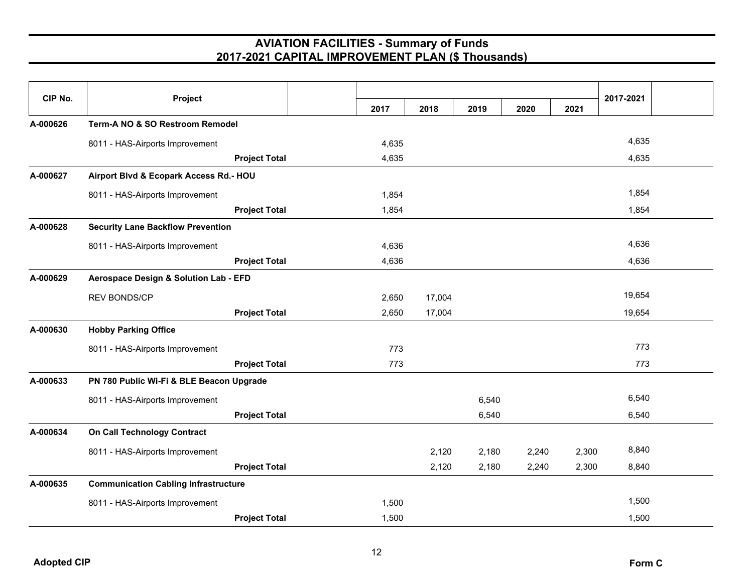# AVIATION FACILITIES - Summary of Funds
## 2017-2021 CAPITAL IMPROVEMENT PLAN ($ Thousands)

| CIP No. | Project | | 2017 | 2018 | 2019 | 2020 | 2021 | 2017-2021 |
|---|---|---|---|---|---|---|---|---|
| A-000626 | **Term-A NO & SO Restroom Remodel** | | | | | | | |
| | 8011 - HAS-Airports Improvement | | 4,635 | | | | | 4,635 |
| | | **Project Total** | 4,635 | | | | | 4,635 |
| A-000627 | **Airport Blvd & Ecopark Access Rd.- HOU** | | | | | | | |
| | 8011 - HAS-Airports Improvement | | 1,854 | | | | | 1,854 |
| | | **Project Total** | 1,854 | | | | | 1,854 |
| A-000628 | **Security Lane Backflow Prevention** | | | | | | | |
| | 8011 - HAS-Airports Improvement | | 4,636 | | | | | 4,636 |
| | | **Project Total** | 4,636 | | | | | 4,636 |
| A-000629 | **Aerospace Design & Solution Lab - EFD** | | | | | | | |
| | REV BONDS/CP | | 2,650 | 17,004 | | | | 19,654 |
| | | **Project Total** | 2,650 | 17,004 | | | | 19,654 |
| A-000630 | **Hobby Parking Office** | | | | | | | |
| | 8011 - HAS-Airports Improvement | | 773 | | | | | 773 |
| | | **Project Total** | 773 | | | | | 773 |
| A-000633 | **PN 780 Public Wi-Fi & BLE Beacon Upgrade** | | | | | | | |
| | 8011 - HAS-Airports Improvement | | | | 6,540 | | | 6,540 |
| | | **Project Total** | | | 6,540 | | | 6,540 |
| A-000634 | **On Call Technology Contract** | | | | | | | |
| | 8011 - HAS-Airports Improvement | | | 2,120 | 2,180 | 2,240 | 2,300 | 8,840 |
| | | **Project Total** | | 2,120 | 2,180 | 2,240 | 2,300 | 8,840 |
| A-000635 | **Communication Cabling Infrastructure** | | | | | | | |
| | 8011 - HAS-Airports Improvement | | 1,500 | | | | | 1,500 |
| | | **Project Total** | 1,500 | | | | | 1,500 |

Adopted CIP

Form C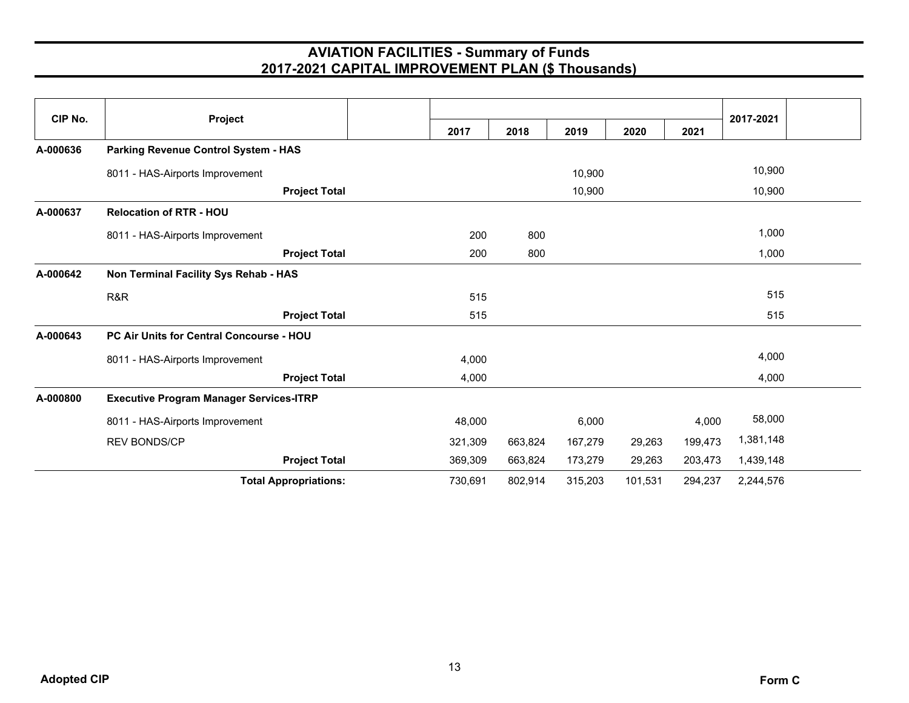# AVIATION FACILITIES - Summary of Funds
## 2017-2021 CAPITAL IMPROVEMENT PLAN ($ Thousands)

| CIP No. | Project | 2017 | 2018 | 2019 | 2020 | 2021 | 2017-2021 |
|---|---|---|---|---|---|---|---|
| A-000636 | **Parking Revenue Control System - HAS** | | | | | | |
| | 8011 - HAS-Airports Improvement | | | 10,900 | | | 10,900 |
| | **Project Total** | | | 10,900 | | | 10,900 |
| A-000637 | **Relocation of RTR - HOU** | | | | | | |
| | 8011 - HAS-Airports Improvement | 200 | 800 | | | | 1,000 |
| | **Project Total** | 200 | 800 | | | | 1,000 |
| A-000642 | **Non Terminal Facility Sys Rehab - HAS** | | | | | | |
| | R&R | 515 | | | | | 515 |
| | **Project Total** | 515 | | | | | 515 |
| A-000643 | **PC Air Units for Central Concourse - HOU** | | | | | | |
| | 8011 - HAS-Airports Improvement | 4,000 | | | | | 4,000 |
| | **Project Total** | 4,000 | | | | | 4,000 |
| A-000800 | **Executive Program Manager Services-ITRP** | | | | | | |
| | 8011 - HAS-Airports Improvement | 48,000 | | 6,000 | | 4,000 | 58,000 |
| | REV BONDS/CP | 321,309 | 663,824 | 167,279 | 29,263 | 199,473 | 1,381,148 |
| | **Project Total** | 369,309 | 663,824 | 173,279 | 29,263 | 203,473 | 1,439,148 |
| | **Total Appropriations:** | 730,691 | 802,914 | 315,203 | 101,531 | 294,237 | 2,244,576 |

Adopted CIP

Form C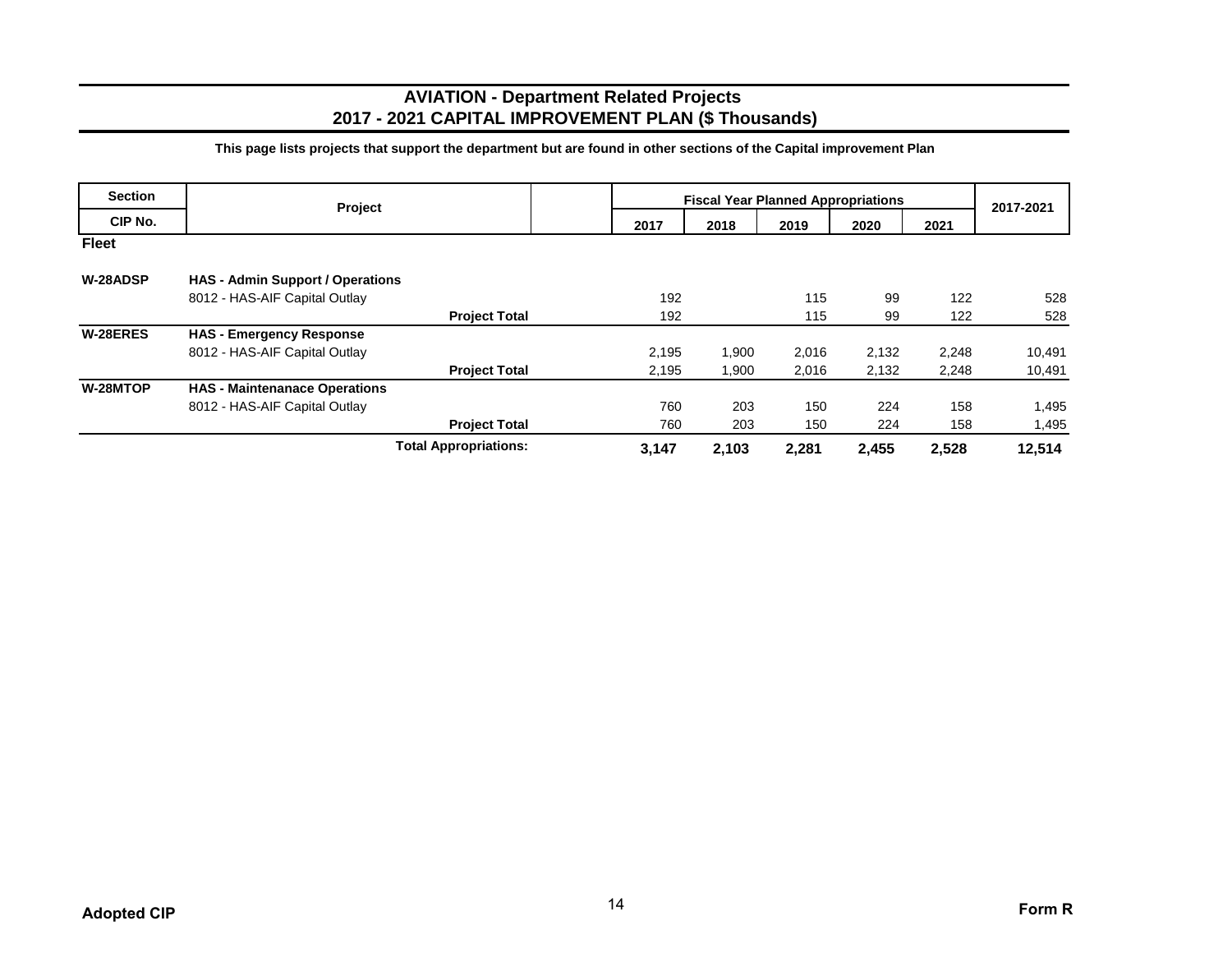# AVIATION - Department Related Projects
## 2017 - 2021 CAPITAL IMPROVEMENT PLAN ($ Thousands)

**This page lists projects that support the department but are found in other sections of the Capital improvement Plan**

| Section / CIP No. | Project | | Fiscal Year Planned Appropriations | | | | | 2017-2021 |
|---|---|---|---|---|---|---|---|---|
| | | | 2017 | 2018 | 2019 | 2020 | 2021 | |
| **Fleet** | | | | | | | | |
| **W-28ADSP** | **HAS - Admin Support / Operations** | | | | | | | |
| | 8012 - HAS-AIF Capital Outlay | | 192 | | 115 | 99 | 122 | 528 |
| | | **Project Total** | 192 | | 115 | 99 | 122 | 528 |
| **W-28ERES** | **HAS - Emergency Response** | | | | | | | |
| | 8012 - HAS-AIF Capital Outlay | | 2,195 | 1,900 | 2,016 | 2,132 | 2,248 | 10,491 |
| | | **Project Total** | 2,195 | 1,900 | 2,016 | 2,132 | 2,248 | 10,491 |
| **W-28MTOP** | **HAS - Maintenanace Operations** | | | | | | | |
| | 8012 - HAS-AIF Capital Outlay | | 760 | 203 | 150 | 224 | 158 | 1,495 |
| | | **Project Total** | 760 | 203 | 150 | 224 | 158 | 1,495 |
| | | **Total Appropriations:** | **3,147** | **2,103** | **2,281** | **2,455** | **2,528** | **12,514** |

**Adopted CIP** **Form R**